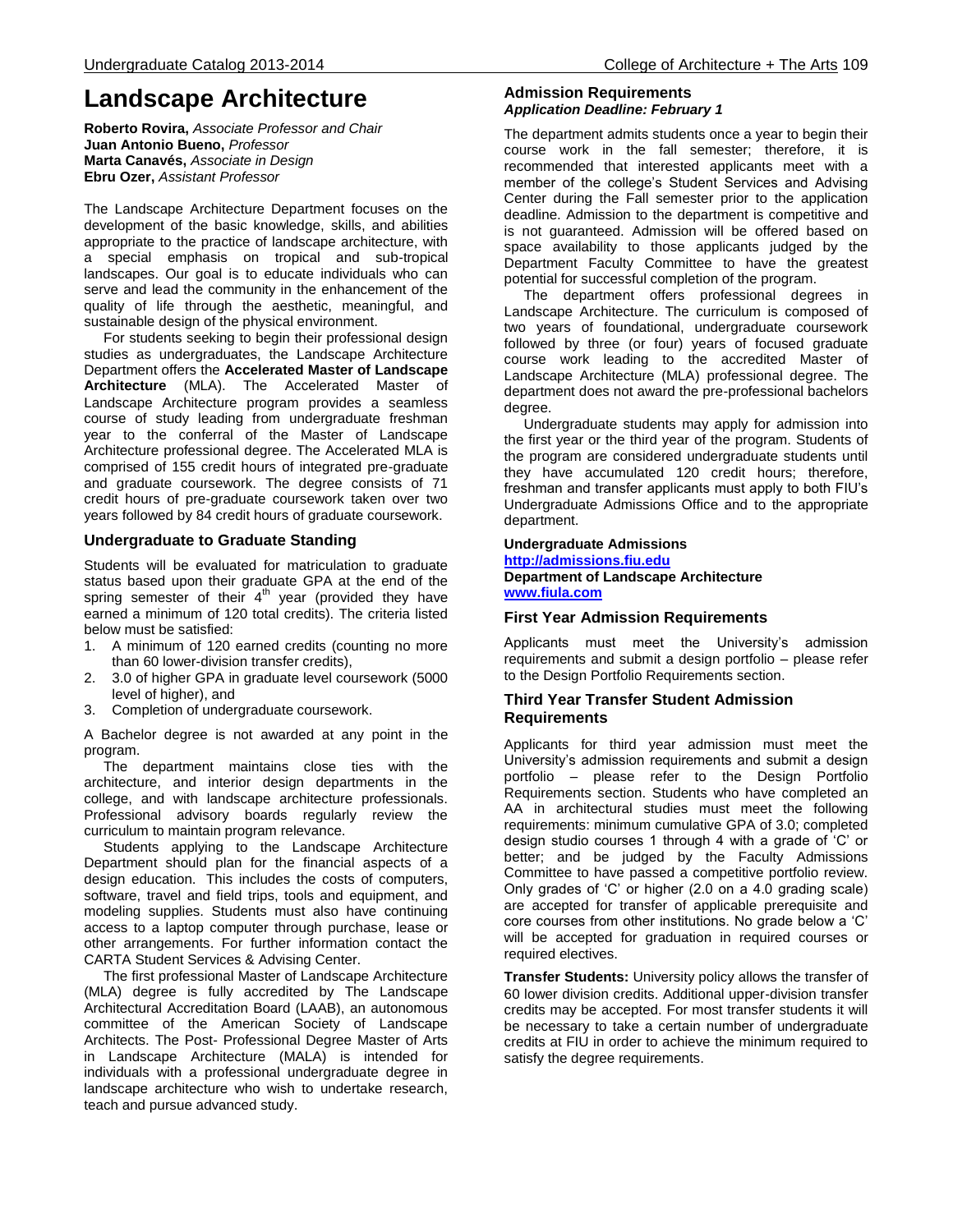# Landscape Architecture

**Roberto Rovira,** *Associate Professor and Chair*
**Juan Antonio Bueno,** *Professor*
**Marta Canavés,** *Associate in Design*
**Ebru Ozer,** *Assistant Professor*

The Landscape Architecture Department focuses on the development of the basic knowledge, skills, and abilities appropriate to the practice of landscape architecture, with a special emphasis on tropical and sub-tropical landscapes. Our goal is to educate individuals who can serve and lead the community in the enhancement of the quality of life through the aesthetic, meaningful, and sustainable design of the physical environment.

For students seeking to begin their professional design studies as undergraduates, the Landscape Architecture Department offers the **Accelerated Master of Landscape Architecture** (MLA). The Accelerated Master of Landscape Architecture program provides a seamless course of study leading from undergraduate freshman year to the conferral of the Master of Landscape Architecture professional degree. The Accelerated MLA is comprised of 155 credit hours of integrated pre-graduate and graduate coursework. The degree consists of 71 credit hours of pre-graduate coursework taken over two years followed by 84 credit hours of graduate coursework.

### Undergraduate to Graduate Standing

Students will be evaluated for matriculation to graduate status based upon their graduate GPA at the end of the spring semester of their 4th year (provided they have earned a minimum of 120 total credits). The criteria listed below must be satisfied:

1. A minimum of 120 earned credits (counting no more than 60 lower-division transfer credits),
2. 3.0 of higher GPA in graduate level coursework (5000 level of higher), and
3. Completion of undergraduate coursework.

A Bachelor degree is not awarded at any point in the program.

The department maintains close ties with the architecture, and interior design departments in the college, and with landscape architecture professionals. Professional advisory boards regularly review the curriculum to maintain program relevance.

Students applying to the Landscape Architecture Department should plan for the financial aspects of a design education. This includes the costs of computers, software, travel and field trips, tools and equipment, and modeling supplies. Students must also have continuing access to a laptop computer through purchase, lease or other arrangements. For further information contact the CARTA Student Services & Advising Center.

The first professional Master of Landscape Architecture (MLA) degree is fully accredited by The Landscape Architectural Accreditation Board (LAAB), an autonomous committee of the American Society of Landscape Architects. The Post- Professional Degree Master of Arts in Landscape Architecture (MALA) is intended for individuals with a professional undergraduate degree in landscape architecture who wish to undertake research, teach and pursue advanced study.

### Admission Requirements

***Application Deadline: February 1***

The department admits students once a year to begin their course work in the fall semester; therefore, it is recommended that interested applicants meet with a member of the college's Student Services and Advising Center during the Fall semester prior to the application deadline. Admission to the department is competitive and is not guaranteed. Admission will be offered based on space availability to those applicants judged by the Department Faculty Committee to have the greatest potential for successful completion of the program.

The department offers professional degrees in Landscape Architecture. The curriculum is composed of two years of foundational, undergraduate coursework followed by three (or four) years of focused graduate course work leading to the accredited Master of Landscape Architecture (MLA) professional degree. The department does not award the pre-professional bachelors degree.

Undergraduate students may apply for admission into the first year or the third year of the program. Students of the program are considered undergraduate students until they have accumulated 120 credit hours; therefore, freshman and transfer applicants must apply to both FIU's Undergraduate Admissions Office and to the appropriate department.

**Undergraduate Admissions**
**http://admissions.fiu.edu**
**Department of Landscape Architecture**
**www.fiula.com**

### First Year Admission Requirements

Applicants must meet the University's admission requirements and submit a design portfolio – please refer to the Design Portfolio Requirements section.

### Third Year Transfer Student Admission Requirements

Applicants for third year admission must meet the University's admission requirements and submit a design portfolio – please refer to the Design Portfolio Requirements section. Students who have completed an AA in architectural studies must meet the following requirements: minimum cumulative GPA of 3.0; completed design studio courses 1 through 4 with a grade of 'C' or better; and be judged by the Faculty Admissions Committee to have passed a competitive portfolio review. Only grades of 'C' or higher (2.0 on a 4.0 grading scale) are accepted for transfer of applicable prerequisite and core courses from other institutions. No grade below a 'C' will be accepted for graduation in required courses or required electives.

**Transfer Students:** University policy allows the transfer of 60 lower division credits. Additional upper-division transfer credits may be accepted. For most transfer students it will be necessary to take a certain number of undergraduate credits at FIU in order to achieve the minimum required to satisfy the degree requirements.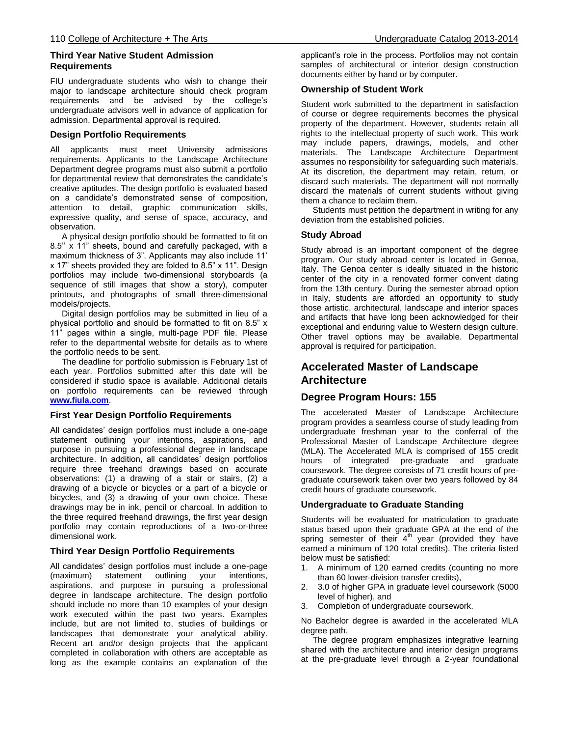### Third Year Native Student Admission Requirements

FIU undergraduate students who wish to change their major to landscape architecture should check program requirements and be advised by the college's undergraduate advisors well in advance of application for admission. Departmental approval is required.

### Design Portfolio Requirements

All applicants must meet University admissions requirements. Applicants to the Landscape Architecture Department degree programs must also submit a portfolio for departmental review that demonstrates the candidate's creative aptitudes. The design portfolio is evaluated based on a candidate's demonstrated sense of composition, attention to detail, graphic communication skills, expressive quality, and sense of space, accuracy, and observation.

A physical design portfolio should be formatted to fit on 8.5'' x 11" sheets, bound and carefully packaged, with a maximum thickness of 3". Applicants may also include 11' x 17" sheets provided they are folded to 8.5" x 11". Design portfolios may include two-dimensional storyboards (a sequence of still images that show a story), computer printouts, and photographs of small three-dimensional models/projects.

Digital design portfolios may be submitted in lieu of a physical portfolio and should be formatted to fit on 8.5" x 11" pages within a single, multi-page PDF file. Please refer to the departmental website for details as to where the portfolio needs to be sent.

The deadline for portfolio submission is February 1st of each year. Portfolios submitted after this date will be considered if studio space is available. Additional details on portfolio requirements can be reviewed through **www.fiula.com**.

### First Year Design Portfolio Requirements

All candidates' design portfolios must include a one-page statement outlining your intentions, aspirations, and purpose in pursuing a professional degree in landscape architecture. In addition, all candidates' design portfolios require three freehand drawings based on accurate observations: (1) a drawing of a stair or stairs, (2) a drawing of a bicycle or bicycles or a part of a bicycle or bicycles, and (3) a drawing of your own choice. These drawings may be in ink, pencil or charcoal. In addition to the three required freehand drawings, the first year design portfolio may contain reproductions of a two-or-three dimensional work.

### Third Year Design Portfolio Requirements

All candidates' design portfolios must include a one-page (maximum) statement outlining your intentions, aspirations, and purpose in pursuing a professional degree in landscape architecture. The design portfolio should include no more than 10 examples of your design work executed within the past two years. Examples include, but are not limited to, studies of buildings or landscapes that demonstrate your analytical ability. Recent art and/or design projects that the applicant completed in collaboration with others are acceptable as long as the example contains an explanation of the applicant's role in the process. Portfolios may not contain samples of architectural or interior design construction documents either by hand or by computer.

### Ownership of Student Work

Student work submitted to the department in satisfaction of course or degree requirements becomes the physical property of the department. However, students retain all rights to the intellectual property of such work. This work may include papers, drawings, models, and other materials. The Landscape Architecture Department assumes no responsibility for safeguarding such materials. At its discretion, the department may retain, return, or discard such materials. The department will not normally discard the materials of current students without giving them a chance to reclaim them.

Students must petition the department in writing for any deviation from the established policies.

### Study Abroad

Study abroad is an important component of the degree program. Our study abroad center is located in Genoa, Italy. The Genoa center is ideally situated in the historic center of the city in a renovated former convent dating from the 13th century. During the semester abroad option in Italy, students are afforded an opportunity to study those artistic, architectural, landscape and interior spaces and artifacts that have long been acknowledged for their exceptional and enduring value to Western design culture. Other travel options may be available. Departmental approval is required for participation.

## Accelerated Master of Landscape Architecture

## Degree Program Hours: 155

The accelerated Master of Landscape Architecture program provides a seamless course of study leading from undergraduate freshman year to the conferral of the Professional Master of Landscape Architecture degree (MLA). The Accelerated MLA is comprised of 155 credit hours of integrated pre-graduate and graduate coursework. The degree consists of 71 credit hours of pre-graduate coursework taken over two years followed by 84 credit hours of graduate coursework.

### Undergraduate to Graduate Standing

Students will be evaluated for matriculation to graduate status based upon their graduate GPA at the end of the spring semester of their 4th year (provided they have earned a minimum of 120 total credits). The criteria listed below must be satisfied:

1. A minimum of 120 earned credits (counting no more than 60 lower-division transfer credits),
2. 3.0 of higher GPA in graduate level coursework (5000 level of higher), and
3. Completion of undergraduate coursework.

No Bachelor degree is awarded in the accelerated MLA degree path.

The degree program emphasizes integrative learning shared with the architecture and interior design programs at the pre-graduate level through a 2-year foundational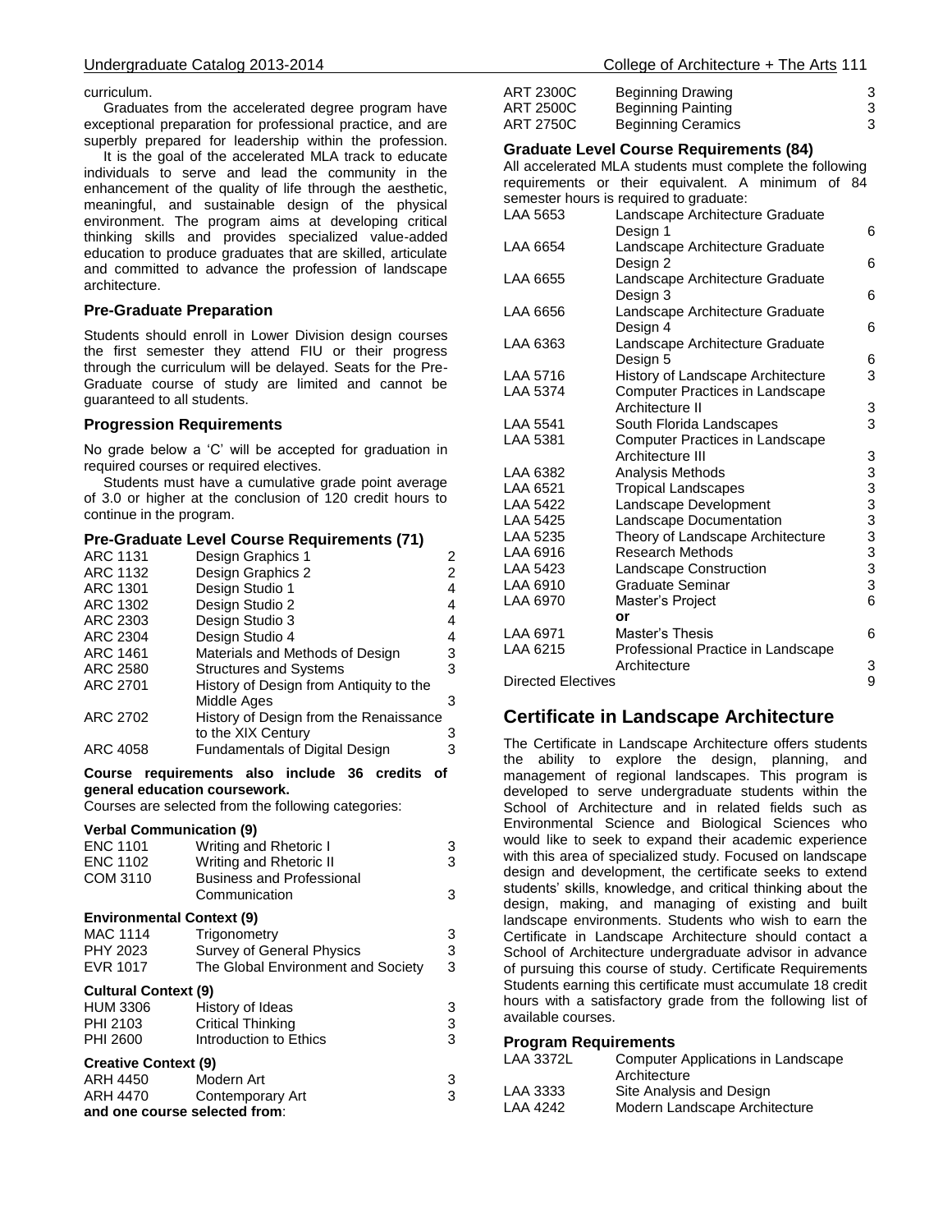curriculum.

Graduates from the accelerated degree program have exceptional preparation for professional practice, and are superbly prepared for leadership within the profession.

It is the goal of the accelerated MLA track to educate individuals to serve and lead the community in the enhancement of the quality of life through the aesthetic, meaningful, and sustainable design of the physical environment. The program aims at developing critical thinking skills and provides specialized value-added education to produce graduates that are skilled, articulate and committed to advance the profession of landscape architecture.

### Pre-Graduate Preparation

Students should enroll in Lower Division design courses the first semester they attend FIU or their progress through the curriculum will be delayed. Seats for the Pre-Graduate course of study are limited and cannot be guaranteed to all students.

### Progression Requirements

No grade below a 'C' will be accepted for graduation in required courses or required electives.

Students must have a cumulative grade point average of 3.0 or higher at the conclusion of 120 credit hours to continue in the program.

### Pre-Graduate Level Course Requirements (71)

| | | |
|---|---|---|
| ARC 1131 | Design Graphics 1 | 2 |
| ARC 1132 | Design Graphics 2 | 2 |
| ARC 1301 | Design Studio 1 | 4 |
| ARC 1302 | Design Studio 2 | 4 |
| ARC 2303 | Design Studio 3 | 4 |
| ARC 2304 | Design Studio 4 | 4 |
| ARC 1461 | Materials and Methods of Design | 3 |
| ARC 2580 | Structures and Systems | 3 |
| ARC 2701 | History of Design from Antiquity to the Middle Ages | 3 |
| ARC 2702 | History of Design from the Renaissance to the XIX Century | 3 |
| ARC 4058 | Fundamentals of Digital Design | 3 |

**Course requirements also include 36 credits of general education coursework.**

Courses are selected from the following categories:

**Verbal Communication (9)**

| | | |
|---|---|---|
| ENC 1101 | Writing and Rhetoric I | 3 |
| ENC 1102 | Writing and Rhetoric II | 3 |
| COM 3110 | Business and Professional Communication | 3 |

**Environmental Context (9)**

| | | |
|---|---|---|
| MAC 1114 | Trigonometry | 3 |
| PHY 2023 | Survey of General Physics | 3 |
| EVR 1017 | The Global Environment and Society | 3 |

**Cultural Context (9)**

| | | |
|---|---|---|
| HUM 3306 | History of Ideas | 3 |
| PHI 2103 | Critical Thinking | 3 |
| PHI 2600 | Introduction to Ethics | 3 |

**Creative Context (9)**

| | | |
|---|---|---|
| ARH 4450 | Modern Art | 3 |
| ARH 4470 | Contemporary Art | 3 |

**and one course selected from**:

| | | |
|---|---|---|
| ART 2300C | Beginning Drawing | 3 |
| ART 2500C | Beginning Painting | 3 |
| ART 2750C | Beginning Ceramics | 3 |

### Graduate Level Course Requirements (84)

All accelerated MLA students must complete the following requirements or their equivalent. A minimum of 84 semester hours is required to graduate:

| | | |
|---|---|---|
| LAA 5653 | Landscape Architecture Graduate Design 1 | 6 |
| LAA 6654 | Landscape Architecture Graduate Design 2 | 6 |
| LAA 6655 | Landscape Architecture Graduate Design 3 | 6 |
| LAA 6656 | Landscape Architecture Graduate Design 4 | 6 |
| LAA 6363 | Landscape Architecture Graduate Design 5 | 6 |
| LAA 5716 | History of Landscape Architecture | 3 |
| LAA 5374 | Computer Practices in Landscape Architecture II | 3 |
| LAA 5541 | South Florida Landscapes | 3 |
| LAA 5381 | Computer Practices in Landscape Architecture III | 3 |
| LAA 6382 | Analysis Methods | 3 |
| LAA 6521 | Tropical Landscapes | 3 |
| LAA 5422 | Landscape Development | 3 |
| LAA 5425 | Landscape Documentation | 3 |
| LAA 5235 | Theory of Landscape Architecture | 3 |
| LAA 6916 | Research Methods | 3 |
| LAA 5423 | Landscape Construction | 3 |
| LAA 6910 | Graduate Seminar | 3 |
| LAA 6970 | Master's Project | 6 |
| | **or** | |
| LAA 6971 | Master's Thesis | 6 |
| LAA 6215 | Professional Practice in Landscape Architecture | 3 |
| Directed Electives | | 9 |

## Certificate in Landscape Architecture

The Certificate in Landscape Architecture offers students the ability to explore the design, planning, and management of regional landscapes. This program is developed to serve undergraduate students within the School of Architecture and in related fields such as Environmental Science and Biological Sciences who would like to seek to expand their academic experience with this area of specialized study. Focused on landscape design and development, the certificate seeks to extend students' skills, knowledge, and critical thinking about the design, making, and managing of existing and built landscape environments. Students who wish to earn the Certificate in Landscape Architecture should contact a School of Architecture undergraduate advisor in advance of pursuing this course of study. Certificate Requirements Students earning this certificate must accumulate 18 credit hours with a satisfactory grade from the following list of available courses.

### Program Requirements

| | |
|---|---|
| LAA 3372L | Computer Applications in Landscape Architecture |
| LAA 3333 | Site Analysis and Design |
| LAA 4242 | Modern Landscape Architecture |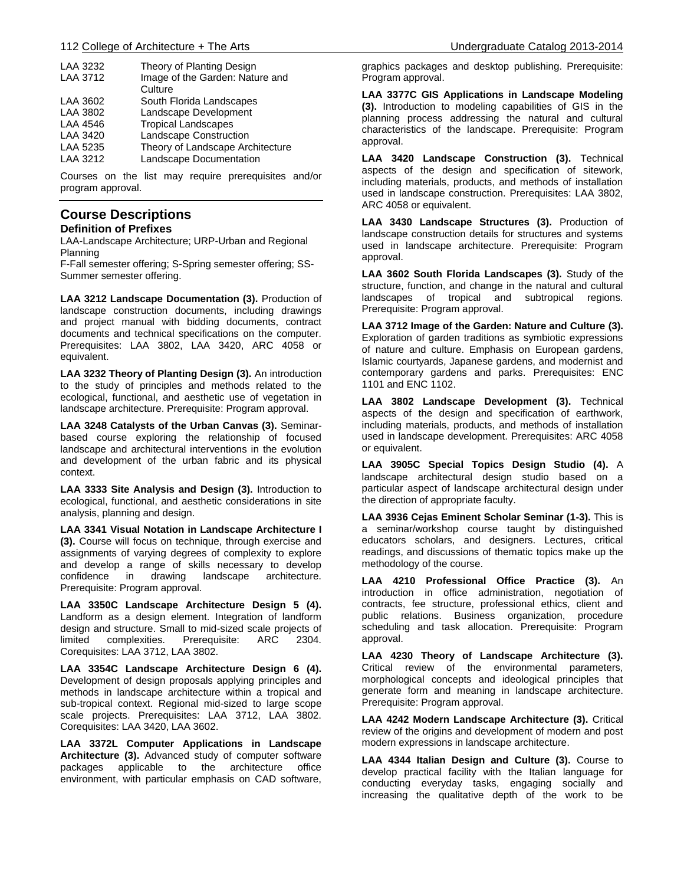| | |
|---|---|
| LAA 3232 | Theory of Planting Design |
| LAA 3712 | Image of the Garden: Nature and Culture |
| LAA 3602 | South Florida Landscapes |
| LAA 3802 | Landscape Development |
| LAA 4546 | Tropical Landscapes |
| LAA 3420 | Landscape Construction |
| LAA 5235 | Theory of Landscape Architecture |
| LAA 3212 | Landscape Documentation |

Courses on the list may require prerequisites and/or program approval.

## Course Descriptions

### Definition of Prefixes

LAA-Landscape Architecture; URP-Urban and Regional Planning

F-Fall semester offering; S-Spring semester offering; SS-Summer semester offering.

**LAA 3212 Landscape Documentation (3).** Production of landscape construction documents, including drawings and project manual with bidding documents, contract documents and technical specifications on the computer. Prerequisites: LAA 3802, LAA 3420, ARC 4058 or equivalent.

**LAA 3232 Theory of Planting Design (3).** An introduction to the study of principles and methods related to the ecological, functional, and aesthetic use of vegetation in landscape architecture. Prerequisite: Program approval.

**LAA 3248 Catalysts of the Urban Canvas (3).** Seminar-based course exploring the relationship of focused landscape and architectural interventions in the evolution and development of the urban fabric and its physical context.

**LAA 3333 Site Analysis and Design (3).** Introduction to ecological, functional, and aesthetic considerations in site analysis, planning and design.

**LAA 3341 Visual Notation in Landscape Architecture I (3).** Course will focus on technique, through exercise and assignments of varying degrees of complexity to explore and develop a range of skills necessary to develop confidence in drawing landscape architecture. Prerequisite: Program approval.

**LAA 3350C Landscape Architecture Design 5 (4).** Landform as a design element. Integration of landform design and structure. Small to mid-sized scale projects of limited complexities. Prerequisite: ARC 2304. Corequisites: LAA 3712, LAA 3802.

**LAA 3354C Landscape Architecture Design 6 (4).** Development of design proposals applying principles and methods in landscape architecture within a tropical and sub-tropical context. Regional mid-sized to large scope scale projects. Prerequisites: LAA 3712, LAA 3802. Corequisites: LAA 3420, LAA 3602.

**LAA 3372L Computer Applications in Landscape Architecture (3).** Advanced study of computer software packages applicable to the architecture office environment, with particular emphasis on CAD software, graphics packages and desktop publishing. Prerequisite: Program approval.

**LAA 3377C GIS Applications in Landscape Modeling (3).** Introduction to modeling capabilities of GIS in the planning process addressing the natural and cultural characteristics of the landscape. Prerequisite: Program approval.

**LAA 3420 Landscape Construction (3).** Technical aspects of the design and specification of sitework, including materials, products, and methods of installation used in landscape construction. Prerequisites: LAA 3802, ARC 4058 or equivalent.

**LAA 3430 Landscape Structures (3).** Production of landscape construction details for structures and systems used in landscape architecture. Prerequisite: Program approval.

**LAA 3602 South Florida Landscapes (3).** Study of the structure, function, and change in the natural and cultural landscapes of tropical and subtropical regions. Prerequisite: Program approval.

**LAA 3712 Image of the Garden: Nature and Culture (3).** Exploration of garden traditions as symbiotic expressions of nature and culture. Emphasis on European gardens, Islamic courtyards, Japanese gardens, and modernist and contemporary gardens and parks. Prerequisites: ENC 1101 and ENC 1102.

**LAA 3802 Landscape Development (3).** Technical aspects of the design and specification of earthwork, including materials, products, and methods of installation used in landscape development. Prerequisites: ARC 4058 or equivalent.

**LAA 3905C Special Topics Design Studio (4).** A landscape architectural design studio based on a particular aspect of landscape architectural design under the direction of appropriate faculty.

**LAA 3936 Cejas Eminent Scholar Seminar (1-3).** This is a seminar/workshop course taught by distinguished educators scholars, and designers. Lectures, critical readings, and discussions of thematic topics make up the methodology of the course.

**LAA 4210 Professional Office Practice (3).** An introduction in office administration, negotiation of contracts, fee structure, professional ethics, client and public relations. Business organization, procedure scheduling and task allocation. Prerequisite: Program approval.

**LAA 4230 Theory of Landscape Architecture (3).** Critical review of the environmental parameters, morphological concepts and ideological principles that generate form and meaning in landscape architecture. Prerequisite: Program approval.

**LAA 4242 Modern Landscape Architecture (3).** Critical review of the origins and development of modern and post modern expressions in landscape architecture.

**LAA 4344 Italian Design and Culture (3).** Course to develop practical facility with the Italian language for conducting everyday tasks, engaging socially and increasing the qualitative depth of the work to be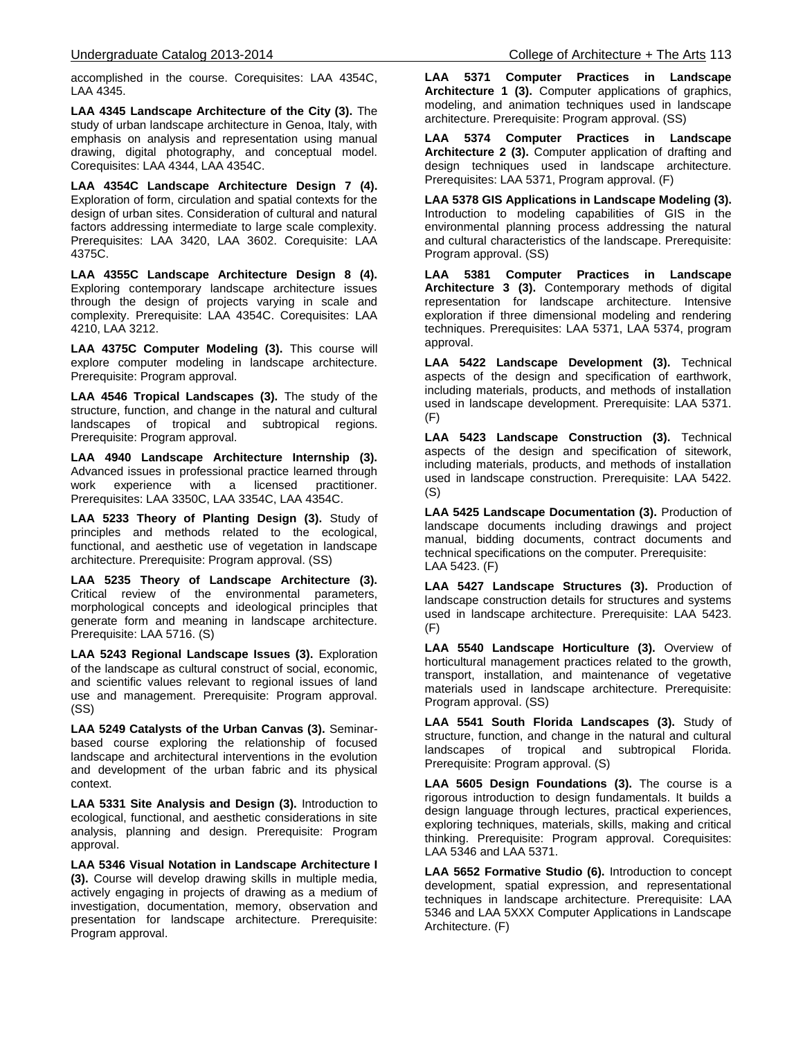accomplished in the course. Corequisites: LAA 4354C, LAA 4345.

**LAA 4345 Landscape Architecture of the City (3).** The study of urban landscape architecture in Genoa, Italy, with emphasis on analysis and representation using manual drawing, digital photography, and conceptual model. Corequisites: LAA 4344, LAA 4354C.

**LAA 4354C Landscape Architecture Design 7 (4).** Exploration of form, circulation and spatial contexts for the design of urban sites. Consideration of cultural and natural factors addressing intermediate to large scale complexity. Prerequisites: LAA 3420, LAA 3602. Corequisite: LAA 4375C.

**LAA 4355C Landscape Architecture Design 8 (4).** Exploring contemporary landscape architecture issues through the design of projects varying in scale and complexity. Prerequisite: LAA 4354C. Corequisites: LAA 4210, LAA 3212.

**LAA 4375C Computer Modeling (3).** This course will explore computer modeling in landscape architecture. Prerequisite: Program approval.

**LAA 4546 Tropical Landscapes (3).** The study of the structure, function, and change in the natural and cultural landscapes of tropical and subtropical regions. Prerequisite: Program approval.

**LAA 4940 Landscape Architecture Internship (3).** Advanced issues in professional practice learned through work experience with a licensed practitioner. Prerequisites: LAA 3350C, LAA 3354C, LAA 4354C.

**LAA 5233 Theory of Planting Design (3).** Study of principles and methods related to the ecological, functional, and aesthetic use of vegetation in landscape architecture. Prerequisite: Program approval. (SS)

**LAA 5235 Theory of Landscape Architecture (3).** Critical review of the environmental parameters, morphological concepts and ideological principles that generate form and meaning in landscape architecture. Prerequisite: LAA 5716. (S)

**LAA 5243 Regional Landscape Issues (3).** Exploration of the landscape as cultural construct of social, economic, and scientific values relevant to regional issues of land use and management. Prerequisite: Program approval. (SS)

**LAA 5249 Catalysts of the Urban Canvas (3).** Seminar-based course exploring the relationship of focused landscape and architectural interventions in the evolution and development of the urban fabric and its physical context.

**LAA 5331 Site Analysis and Design (3).** Introduction to ecological, functional, and aesthetic considerations in site analysis, planning and design. Prerequisite: Program approval.

**LAA 5346 Visual Notation in Landscape Architecture I (3).** Course will develop drawing skills in multiple media, actively engaging in projects of drawing as a medium of investigation, documentation, memory, observation and presentation for landscape architecture. Prerequisite: Program approval.

**LAA 5371 Computer Practices in Landscape Architecture 1 (3).** Computer applications of graphics, modeling, and animation techniques used in landscape architecture. Prerequisite: Program approval. (SS)

**LAA 5374 Computer Practices in Landscape Architecture 2 (3).** Computer application of drafting and design techniques used in landscape architecture. Prerequisites: LAA 5371, Program approval. (F)

**LAA 5378 GIS Applications in Landscape Modeling (3).** Introduction to modeling capabilities of GIS in the environmental planning process addressing the natural and cultural characteristics of the landscape. Prerequisite: Program approval. (SS)

**LAA 5381 Computer Practices in Landscape Architecture 3 (3).** Contemporary methods of digital representation for landscape architecture. Intensive exploration if three dimensional modeling and rendering techniques. Prerequisites: LAA 5371, LAA 5374, program approval.

**LAA 5422 Landscape Development (3).** Technical aspects of the design and specification of earthwork, including materials, products, and methods of installation used in landscape development. Prerequisite: LAA 5371. (F)

**LAA 5423 Landscape Construction (3).** Technical aspects of the design and specification of sitework, including materials, products, and methods of installation used in landscape construction. Prerequisite: LAA 5422. (S)

**LAA 5425 Landscape Documentation (3).** Production of landscape documents including drawings and project manual, bidding documents, contract documents and technical specifications on the computer. Prerequisite: LAA 5423. (F)

**LAA 5427 Landscape Structures (3).** Production of landscape construction details for structures and systems used in landscape architecture. Prerequisite: LAA 5423. (F)

**LAA 5540 Landscape Horticulture (3).** Overview of horticultural management practices related to the growth, transport, installation, and maintenance of vegetative materials used in landscape architecture. Prerequisite: Program approval. (SS)

**LAA 5541 South Florida Landscapes (3).** Study of structure, function, and change in the natural and cultural landscapes of tropical and subtropical Florida. Prerequisite: Program approval. (S)

**LAA 5605 Design Foundations (3).** The course is a rigorous introduction to design fundamentals. It builds a design language through lectures, practical experiences, exploring techniques, materials, skills, making and critical thinking. Prerequisite: Program approval. Corequisites: LAA 5346 and LAA 5371.

**LAA 5652 Formative Studio (6).** Introduction to concept development, spatial expression, and representational techniques in landscape architecture. Prerequisite: LAA 5346 and LAA 5XXX Computer Applications in Landscape Architecture. (F)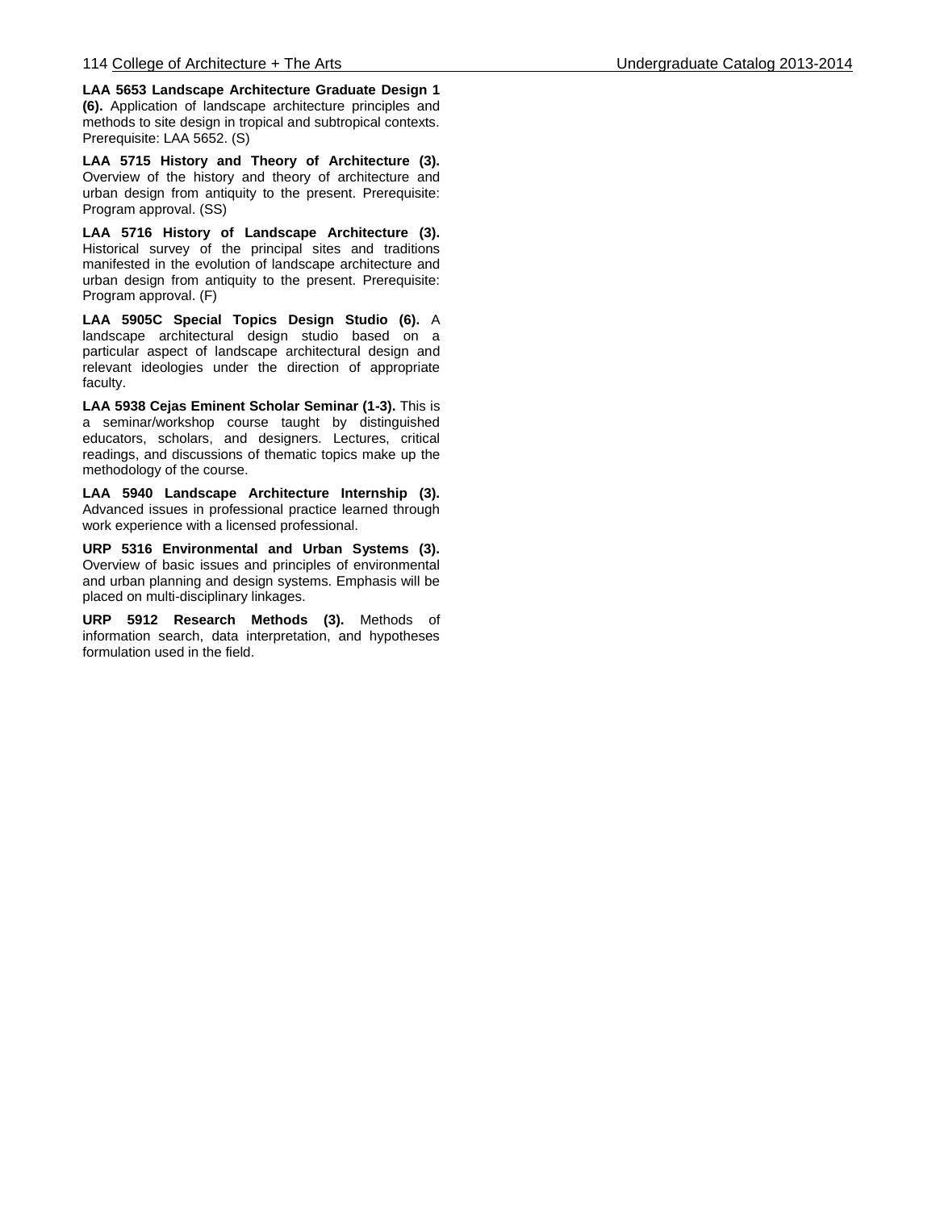**LAA 5653 Landscape Architecture Graduate Design 1 (6).** Application of landscape architecture principles and methods to site design in tropical and subtropical contexts. Prerequisite: LAA 5652. (S)

**LAA 5715 History and Theory of Architecture (3).** Overview of the history and theory of architecture and urban design from antiquity to the present. Prerequisite: Program approval. (SS)

**LAA 5716 History of Landscape Architecture (3).** Historical survey of the principal sites and traditions manifested in the evolution of landscape architecture and urban design from antiquity to the present. Prerequisite: Program approval. (F)

**LAA 5905C Special Topics Design Studio (6).** A landscape architectural design studio based on a particular aspect of landscape architectural design and relevant ideologies under the direction of appropriate faculty.

**LAA 5938 Cejas Eminent Scholar Seminar (1-3).** This is a seminar/workshop course taught by distinguished educators, scholars, and designers. Lectures, critical readings, and discussions of thematic topics make up the methodology of the course.

**LAA 5940 Landscape Architecture Internship (3).** Advanced issues in professional practice learned through work experience with a licensed professional.

**URP 5316 Environmental and Urban Systems (3).** Overview of basic issues and principles of environmental and urban planning and design systems. Emphasis will be placed on multi-disciplinary linkages.

**URP 5912 Research Methods (3).** Methods of information search, data interpretation, and hypotheses formulation used in the field.